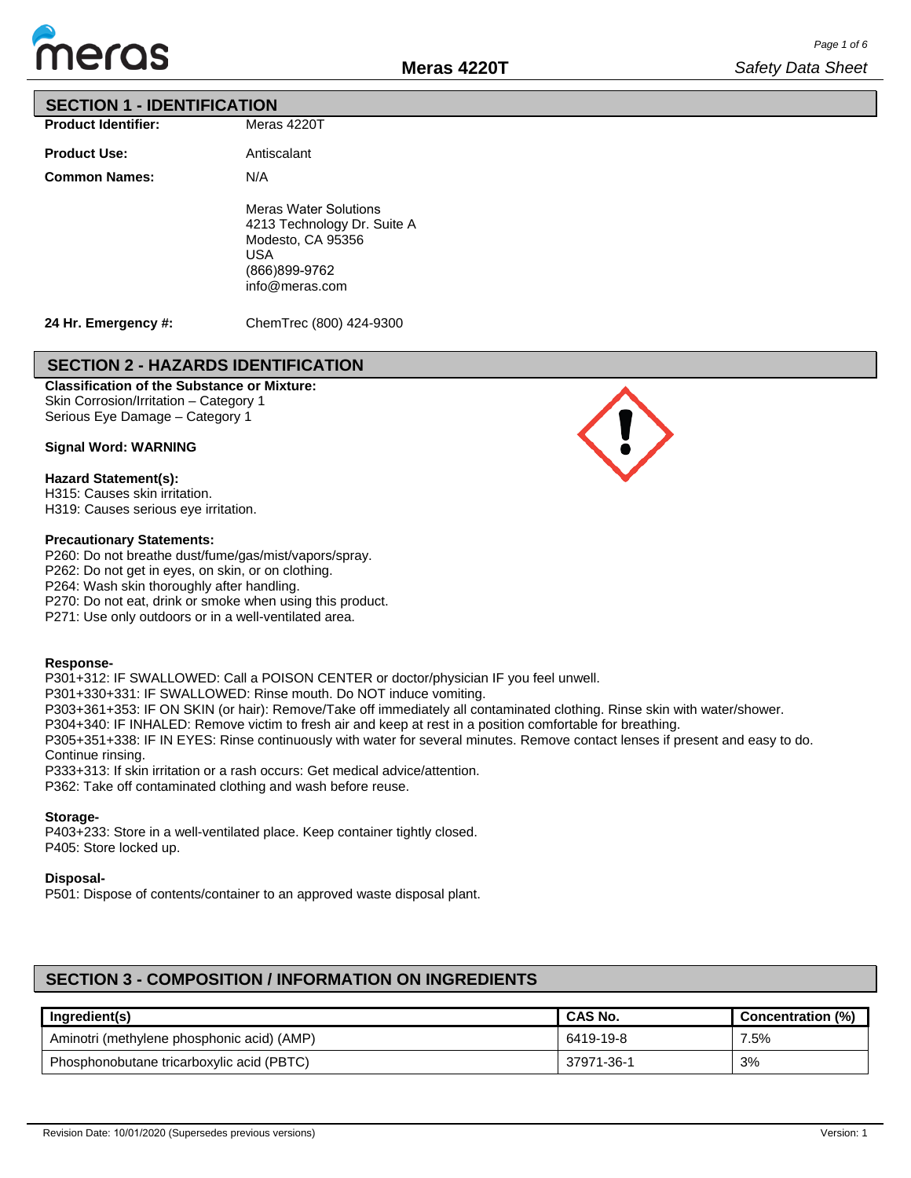# Meras 4220T

*Safety Data Sheet*

## SECTION 1 - IDENTIFICATION

**Product Identifier:** Meras 4220T

**Product Use:** Antiscalant

**Common Names:** N/A

Meras Water Solutions
4213 Technology Dr. Suite A
Modesto, CA 95356
USA
(866)899-9762
info@meras.com

**24 Hr. Emergency #:** ChemTrec (800) 424-9300

## SECTION 2 - HAZARDS IDENTIFICATION

**Classification of the Substance or Mixture:**
Skin Corrosion/Irritation – Category 1
Serious Eye Damage – Category 1

**Signal Word: WARNING**

**Hazard Statement(s):**
H315: Causes skin irritation.
H319: Causes serious eye irritation.

**Precautionary Statements:**
P260: Do not breathe dust/fume/gas/mist/vapors/spray.
P262: Do not get in eyes, on skin, or on clothing.
P264: Wash skin thoroughly after handling.
P270: Do not eat, drink or smoke when using this product.
P271: Use only outdoors or in a well-ventilated area.

**Response-**
P301+312: IF SWALLOWED: Call a POISON CENTER or doctor/physician IF you feel unwell.
P301+330+331: IF SWALLOWED: Rinse mouth. Do NOT induce vomiting.
P303+361+353: IF ON SKIN (or hair): Remove/Take off immediately all contaminated clothing. Rinse skin with water/shower.
P304+340: IF INHALED: Remove victim to fresh air and keep at rest in a position comfortable for breathing.
P305+351+338: IF IN EYES: Rinse continuously with water for several minutes. Remove contact lenses if present and easy to do. Continue rinsing.
P333+313: If skin irritation or a rash occurs: Get medical advice/attention.
P362: Take off contaminated clothing and wash before reuse.

**Storage-**
P403+233: Store in a well-ventilated place. Keep container tightly closed.
P405: Store locked up.

**Disposal-**
P501: Dispose of contents/container to an approved waste disposal plant.

## SECTION 3 - COMPOSITION / INFORMATION ON INGREDIENTS

| Ingredient(s) | CAS No. | Concentration (%) |
|---|---|---|
| Aminotri (methylene phosphonic acid) (AMP) | 6419-19-8 | 7.5% |
| Phosphonobutane tricarboxylic acid (PBTC) | 37971-36-1 | 3% |

Revision Date: 10/01/2020 (Supersedes previous versions) Version: 1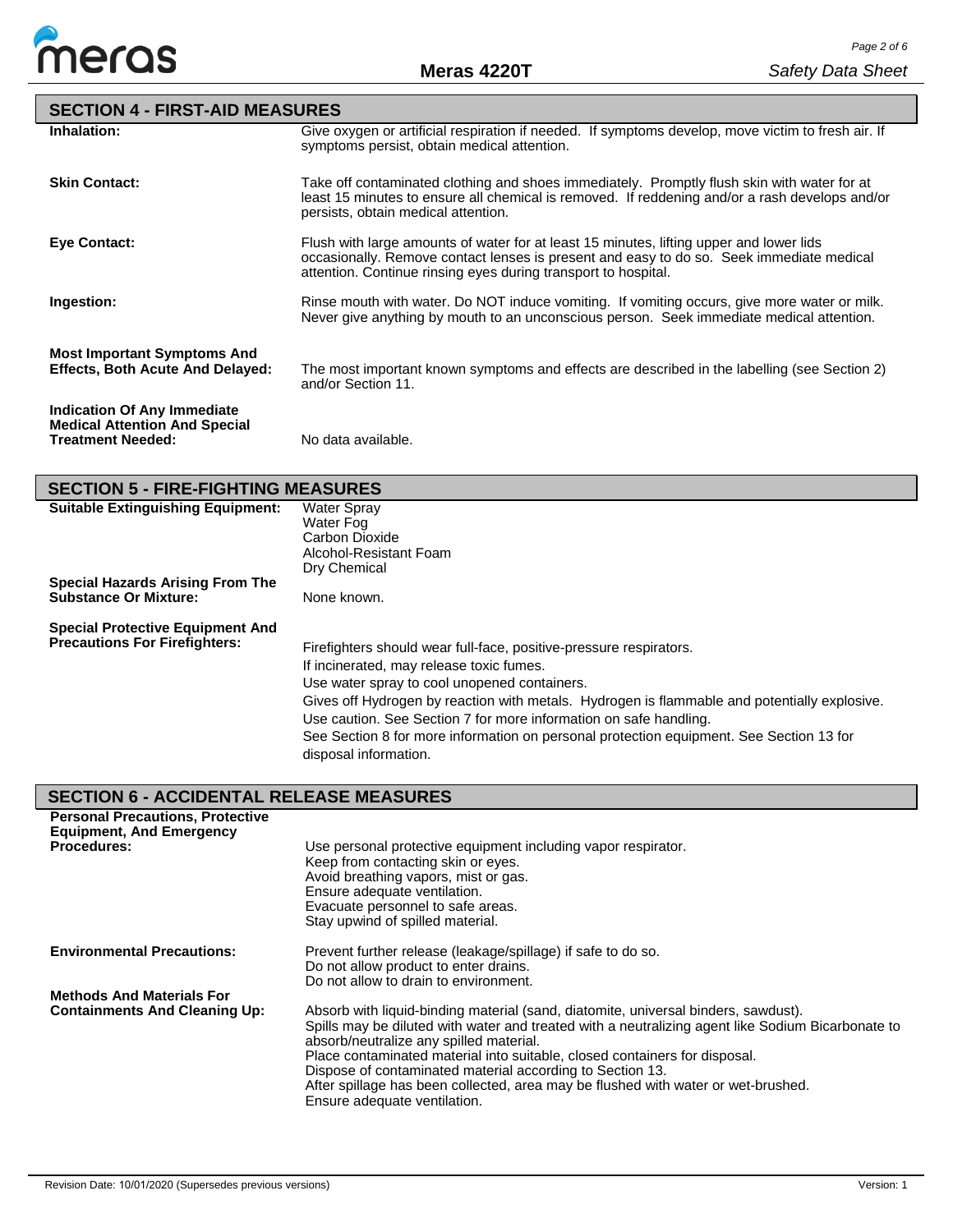## SECTION 4 - FIRST-AID MEASURES

**Inhalation:** Give oxygen or artificial respiration if needed. If symptoms develop, move victim to fresh air. If symptoms persist, obtain medical attention.

**Skin Contact:** Take off contaminated clothing and shoes immediately. Promptly flush skin with water for at least 15 minutes to ensure all chemical is removed. If reddening and/or a rash develops and/or persists, obtain medical attention.

**Eye Contact:** Flush with large amounts of water for at least 15 minutes, lifting upper and lower lids occasionally. Remove contact lenses is present and easy to do so. Seek immediate medical attention. Continue rinsing eyes during transport to hospital.

**Ingestion:** Rinse mouth with water. Do NOT induce vomiting. If vomiting occurs, give more water or milk. Never give anything by mouth to an unconscious person. Seek immediate medical attention.

**Most Important Symptoms And Effects, Both Acute And Delayed:** The most important known symptoms and effects are described in the labelling (see Section 2) and/or Section 11.

**Indication Of Any Immediate Medical Attention And Special Treatment Needed:** No data available.

## SECTION 5 - FIRE-FIGHTING MEASURES

**Suitable Extinguishing Equipment:**
- Water Spray
- Water Fog
- Carbon Dioxide
- Alcohol-Resistant Foam
- Dry Chemical

**Special Hazards Arising From The Substance Or Mixture:** None known.

**Special Protective Equipment And Precautions For Firefighters:**

Firefighters should wear full-face, positive-pressure respirators.
If incinerated, may release toxic fumes.
Use water spray to cool unopened containers.
Gives off Hydrogen by reaction with metals. Hydrogen is flammable and potentially explosive.
Use caution. See Section 7 for more information on safe handling.
See Section 8 for more information on personal protection equipment. See Section 13 for disposal information.

## SECTION 6 - ACCIDENTAL RELEASE MEASURES

**Personal Precautions, Protective Equipment, And Emergency Procedures:**

Use personal protective equipment including vapor respirator.
Keep from contacting skin or eyes.
Avoid breathing vapors, mist or gas.
Ensure adequate ventilation.
Evacuate personnel to safe areas.
Stay upwind of spilled material.

**Environmental Precautions:**

Prevent further release (leakage/spillage) if safe to do so.
Do not allow product to enter drains.
Do not allow to drain to environment.

**Methods And Materials For Containments And Cleaning Up:**

Absorb with liquid-binding material (sand, diatomite, universal binders, sawdust).
Spills may be diluted with water and treated with a neutralizing agent like Sodium Bicarbonate to absorb/neutralize any spilled material.
Place contaminated material into suitable, closed containers for disposal.
Dispose of contaminated material according to Section 13.
After spillage has been collected, area may be flushed with water or wet-brushed.
Ensure adequate ventilation.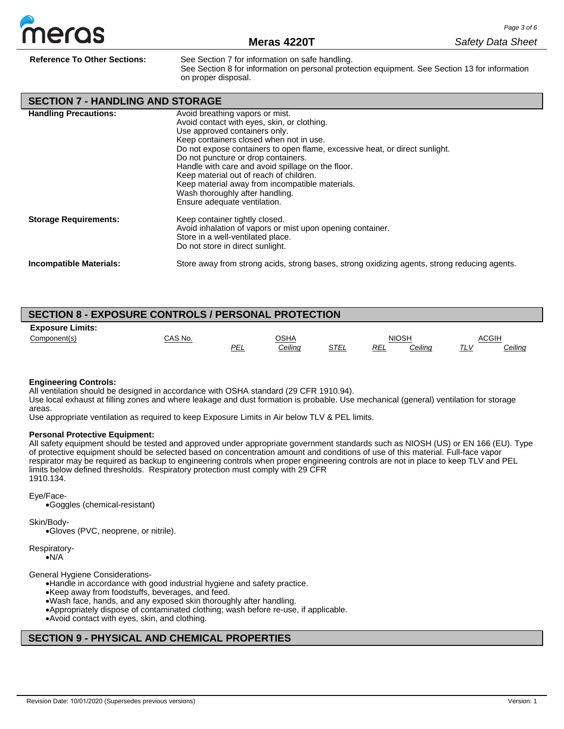**Reference To Other Sections:** See Section 7 for information on safe handling.
See Section 8 for information on personal protection equipment. See Section 13 for information on proper disposal.

## SECTION 7 - HANDLING AND STORAGE

**Handling Precautions:**
Avoid breathing vapors or mist.
Avoid contact with eyes, skin, or clothing.
Use approved containers only.
Keep containers closed when not in use.
Do not expose containers to open flame, excessive heat, or direct sunlight.
Do not puncture or drop containers.
Handle with care and avoid spillage on the floor.
Keep material out of reach of children.
Keep material away from incompatible materials.
Wash thoroughly after handling.
Ensure adequate ventilation.

**Storage Requirements:**
Keep container tightly closed.
Avoid inhalation of vapors or mist upon opening container.
Store in a well-ventilated place.
Do not store in direct sunlight.

**Incompatible Materials:** Store away from strong acids, strong bases, strong oxidizing agents, strong reducing agents.

## SECTION 8 - EXPOSURE CONTROLS / PERSONAL PROTECTION

**Exposure Limits:**

| Component(s) | CAS No. | OSHA | | | NIOSH | | ACGIH | |
|---|---|---|---|---|---|---|---|---|
| | | PEL | Ceiling | STEL | REL | Ceiling | TLV | Ceiling |

**Engineering Controls:**
All ventilation should be designed in accordance with OSHA standard (29 CFR 1910.94).
Use local exhaust at filling zones and where leakage and dust formation is probable. Use mechanical (general) ventilation for storage areas.
Use appropriate ventilation as required to keep Exposure Limits in Air below TLV & PEL limits.

**Personal Protective Equipment:**
All safety equipment should be tested and approved under appropriate government standards such as NIOSH (US) or EN 166 (EU). Type of protective equipment should be selected based on concentration amount and conditions of use of this material. Full-face vapor respirator may be required as backup to engineering controls when proper engineering controls are not in place to keep TLV and PEL limits below defined thresholds. Respiratory protection must comply with 29 CFR 1910.134.

Eye/Face-
- Goggles (chemical-resistant)

Skin/Body-
- Gloves (PVC, neoprene, or nitrile).

Respiratory-
- N/A

General Hygiene Considerations-
- Handle in accordance with good industrial hygiene and safety practice.
- Keep away from foodstuffs, beverages, and feed.
- Wash face, hands, and any exposed skin thoroughly after handling.
- Appropriately dispose of contaminated clothing; wash before re-use, if applicable.
- Avoid contact with eyes, skin, and clothing.

## SECTION 9 - PHYSICAL AND CHEMICAL PROPERTIES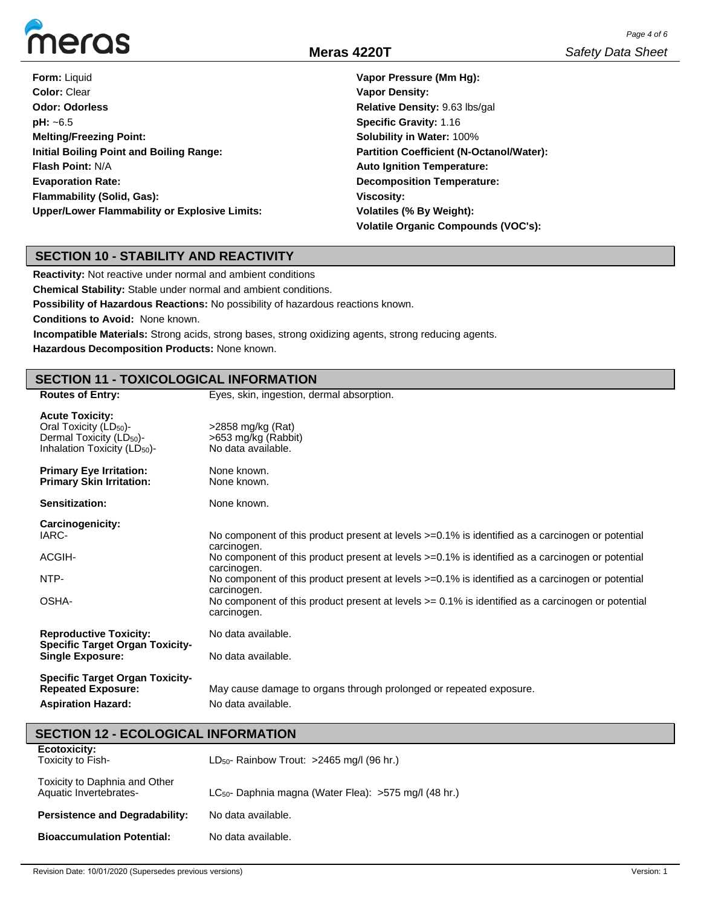**Form:** Liquid
**Color:** Clear
**Odor: Odorless**
**pH:** ~6.5
**Melting/Freezing Point:**
**Initial Boiling Point and Boiling Range:**
**Flash Point:** N/A
**Evaporation Rate:**
**Flammability (Solid, Gas):**
**Upper/Lower Flammability or Explosive Limits:**

**Vapor Pressure (Mm Hg):**
**Vapor Density:**
**Relative Density:** 9.63 lbs/gal
**Specific Gravity:** 1.16
**Solubility in Water:** 100%
**Partition Coefficient (N-Octanol/Water):**
**Auto Ignition Temperature:**
**Decomposition Temperature:**
**Viscosity:**
**Volatiles (% By Weight):**
**Volatile Organic Compounds (VOC's):**

## SECTION 10 - STABILITY AND REACTIVITY

**Reactivity:** Not reactive under normal and ambient conditions
**Chemical Stability:** Stable under normal and ambient conditions.
**Possibility of Hazardous Reactions:** No possibility of hazardous reactions known.
**Conditions to Avoid:** None known.
**Incompatible Materials:** Strong acids, strong bases, strong oxidizing agents, strong reducing agents.
**Hazardous Decomposition Products:** None known.

## SECTION 11 - TOXICOLOGICAL INFORMATION

**Routes of Entry:** Eyes, skin, ingestion, dermal absorption.

**Acute Toxicity:**
Oral Toxicity ($LD_{50}$)- >2858 mg/kg (Rat)
Dermal Toxicity ($LD_{50}$)- >653 mg/kg (Rabbit)
Inhalation Toxicity ($LD_{50}$)- No data available.

**Primary Eye Irritation:** None known.
**Primary Skin Irritation:** None known.

**Sensitization:** None known.

**Carcinogenicity:**
IARC- No component of this product present at levels >=0.1% is identified as a carcinogen or potential carcinogen.
ACGIH- No component of this product present at levels >=0.1% is identified as a carcinogen or potential carcinogen.
NTP- No component of this product present at levels >=0.1% is identified as a carcinogen or potential carcinogen.
OSHA- No component of this product present at levels >= 0.1% is identified as a carcinogen or potential carcinogen.

**Reproductive Toxicity:** No data available.
**Specific Target Organ Toxicity-Single Exposure:** No data available.

**Specific Target Organ Toxicity-Repeated Exposure:** May cause damage to organs through prolonged or repeated exposure.
**Aspiration Hazard:** No data available.

## SECTION 12 - ECOLOGICAL INFORMATION

**Ecotoxicity:**
Toxicity to Fish- $LD_{50}$- Rainbow Trout: >2465 mg/l (96 hr.)

Toxicity to Daphnia and Other Aquatic Invertebrates- $LC_{50}$- Daphnia magna (Water Flea): >575 mg/l (48 hr.)

**Persistence and Degradability:** No data available.

**Bioaccumulation Potential:** No data available.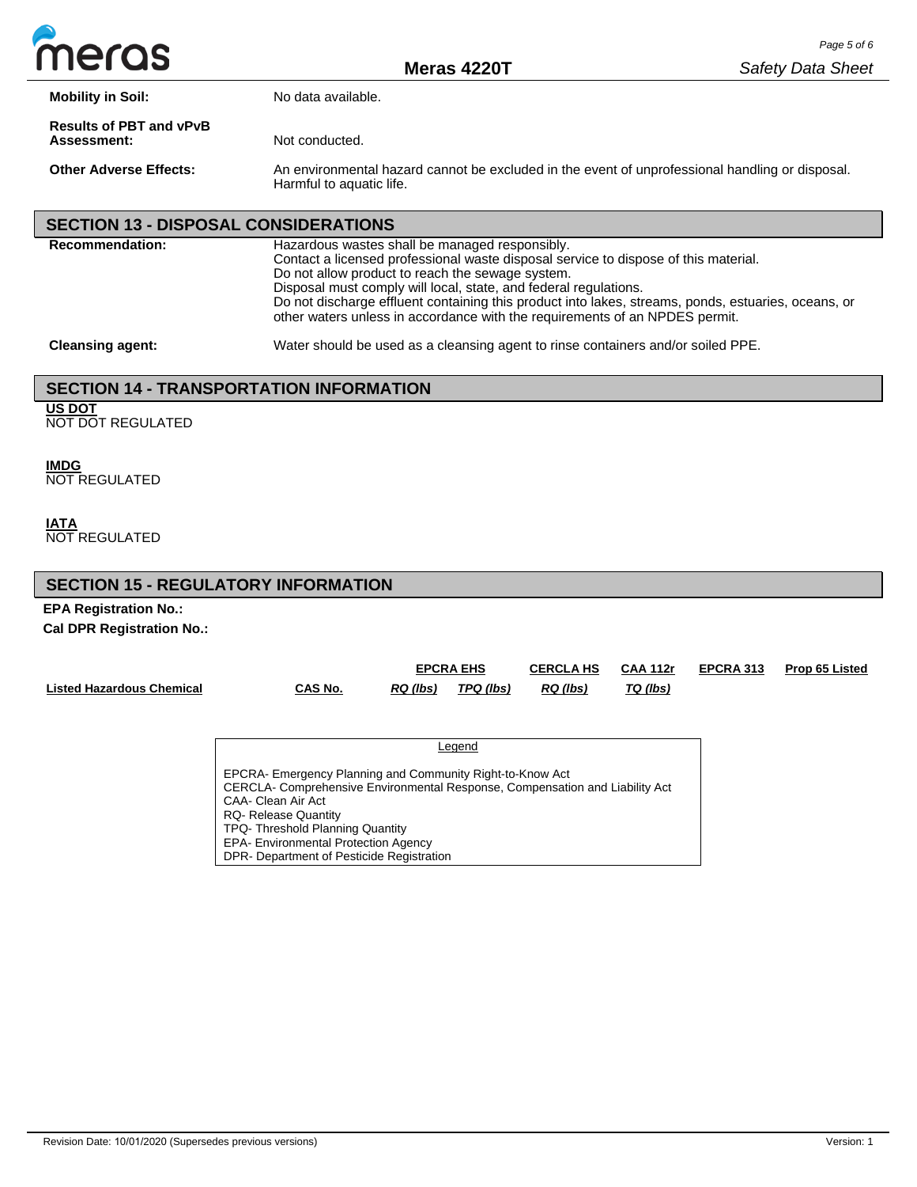**Mobility in Soil:** No data available.

**Results of PBT and vPvB Assessment:** Not conducted.

**Other Adverse Effects:** An environmental hazard cannot be excluded in the event of unprofessional handling or disposal. Harmful to aquatic life.

## SECTION 13 - DISPOSAL CONSIDERATIONS

**Recommendation:** Hazardous wastes shall be managed responsibly.
Contact a licensed professional waste disposal service to dispose of this material.
Do not allow product to reach the sewage system.
Disposal must comply will local, state, and federal regulations.
Do not discharge effluent containing this product into lakes, streams, ponds, estuaries, oceans, or other waters unless in accordance with the requirements of an NPDES permit.

**Cleansing agent:** Water should be used as a cleansing agent to rinse containers and/or soiled PPE.

## SECTION 14 - TRANSPORTATION INFORMATION

**US DOT**
NOT DOT REGULATED

**IMDG**
NOT REGULATED

**IATA**
NOT REGULATED

## SECTION 15 - REGULATORY INFORMATION

**EPA Registration No.:**

**Cal DPR Registration No.:**

| | | EPCRA EHS | | CERCLA HS | CAA 112r | EPCRA 313 | Prop 65 Listed |
|---|---|---|---|---|---|---|---|
| **Listed Hazardous Chemical** | **CAS No.** | *RQ (lbs)* | *TPQ (lbs)* | *RQ (lbs)* | *TQ (lbs)* | | |

Legend

EPCRA- Emergency Planning and Community Right-to-Know Act
CERCLA- Comprehensive Environmental Response, Compensation and Liability Act
CAA- Clean Air Act
RQ- Release Quantity
TPQ- Threshold Planning Quantity
EPA- Environmental Protection Agency
DPR- Department of Pesticide Registration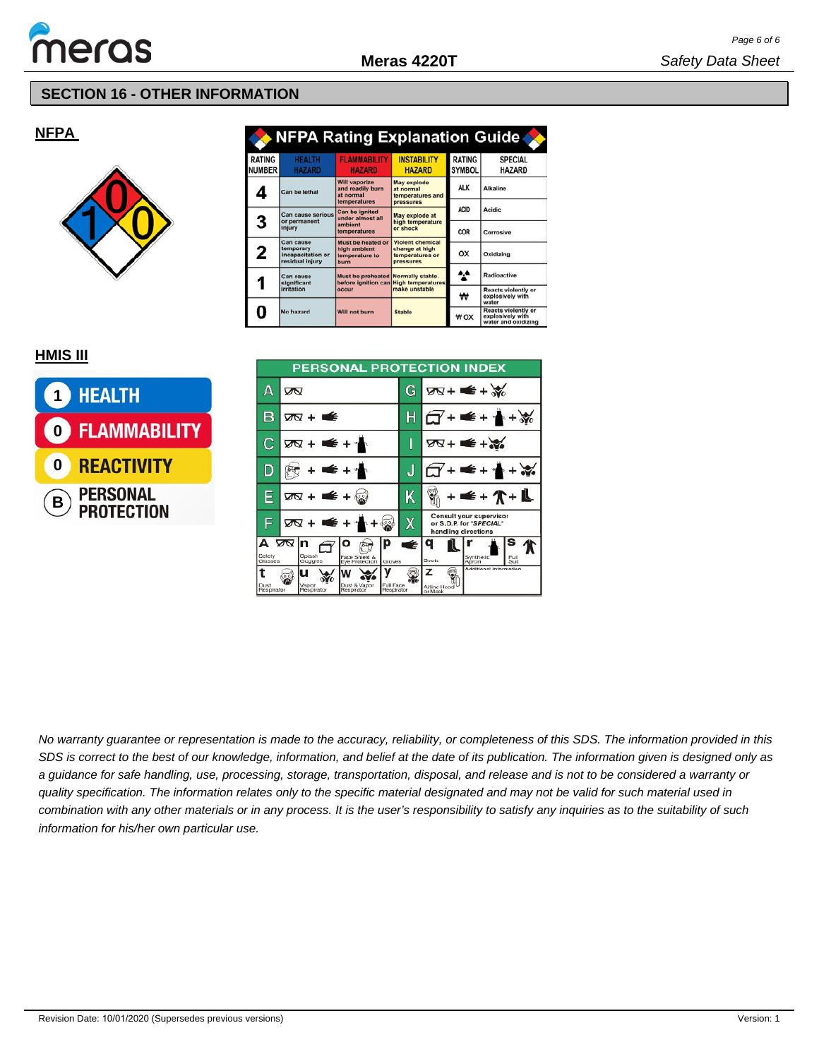## SECTION 16 - OTHER INFORMATION

**NFPA**

1 0 0

**NFPA Rating Explanation Guide**

| RATING NUMBER | HEALTH HAZARD | FLAMMABILITY HAZARD | INSTABILITY HAZARD |
|---|---|---|---|
| 4 | Can be lethal | Will vaporize and readily burn at normal temperatures | May explode at normal temperatures and pressures |
| 3 | Can cause serious or permanent injury | Can be ignited under almost all ambient temperatures | May explode at high temperature or shock |
| 2 | Can cause temporary incapacitation or residual injury | Must be heated or high ambient temperature to burn | Violent chemical change at high temperatures or pressures |
| 1 | Can cause significant irritation | Must be preheated before ignition can occur | Normally stable. High temperatures make unstable |
| 0 | No hazard | Will not burn | Stable |

| RATING SYMBOL | SPECIAL HAZARD |
|---|---|
| ALK | Alkaline |
| ACID | Acidic |
| COR | Corrosive |
| OX | Oxidizing |
| ☢ | Radioactive |
| ₩ | Reacts violently or explosively with water |
| ₩ OX | Reacts violently or explosively with water and oxidizing |

**HMIS III**

| | |
|---|---|
| 1 | HEALTH |
| 0 | FLAMMABILITY |
| 0 | REACTIVITY |
| B | PERSONAL PROTECTION |

**PERSONAL PROTECTION INDEX**

| | | | |
|---|---|---|---|
| A | Safety Glasses | G | Safety Glasses + Gloves + Vapor Respirator |
| B | Safety Glasses + Gloves | H | Splash Goggles + Gloves + Synthetic Apron + Vapor Respirator |
| C | Safety Glasses + Gloves + Synthetic Apron | I | Safety Glasses + Gloves + Dust & Vapor Respirator |
| D | Face Shield & Eye Protection + Gloves + Synthetic Apron | J | Splash Goggles + Gloves + Synthetic Apron + Dust & Vapor Respirator |
| E | Safety Glasses + Gloves + Dust Respirator | K | Airline Hood or Mask + Gloves + Full Suit + Boots |
| F | Safety Glasses + Gloves + Synthetic Apron + Dust Respirator | X | Consult your supervisor or S.O.P. for "SPECIAL" handling directions |

| | | | | | | |
|---|---|---|---|---|---|---|
| A Safety Glasses | n Splash Goggles | o Face Shield & Eye Protection | p Gloves | q Boots | r Synthetic Apron | s Full Suit |
| t Dust Respirator | u Vapor Respirator | w Dust & Vapor Respirator | y Full Face Respirator | z Airline Hood or Mask | Additional Information | |

*No warranty guarantee or representation is made to the accuracy, reliability, or completeness of this SDS. The information provided in this SDS is correct to the best of our knowledge, information, and belief at the date of its publication. The information given is designed only as a guidance for safe handling, use, processing, storage, transportation, disposal, and release and is not to be considered a warranty or quality specification. The information relates only to the specific material designated and may not be valid for such material used in combination with any other materials or in any process. It is the user's responsibility to satisfy any inquiries as to the suitability of such information for his/her own particular use.*